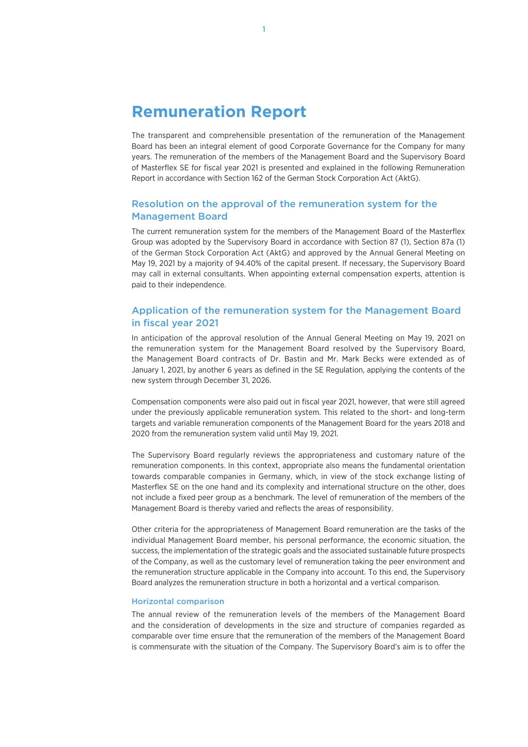# Remuneration Report

The transparent and comprehensible presentation of the remuneration of the Management Board has been an integral element of good Corporate Governance for the Company for many years. The remuneration of the members of the Management Board and the Supervisory Board of Masterflex SE for fiscal year 2021 is presented and explained in the following Remuneration Report in accordance with Section 162 of the German Stock Corporation Act (AktG).

## Resolution on the approval of the remuneration system for the Management Board

The current remuneration system for the members of the Management Board of the Masterflex Group was adopted by the Supervisory Board in accordance with Section 87 (1), Section 87a (1) of the German Stock Corporation Act (AktG) and approved by the Annual General Meeting on May 19, 2021 by a majority of 94.40% of the capital present. If necessary, the Supervisory Board may call in external consultants. When appointing external compensation experts, attention is paid to their independence.

## Application of the remuneration system for the Management Board in fiscal year 2021

In anticipation of the approval resolution of the Annual General Meeting on May 19, 2021 on the remuneration system for the Management Board resolved by the Supervisory Board, the Management Board contracts of Dr. Bastin and Mr. Mark Becks were extended as of January 1, 2021, by another 6 years as defined in the SE Regulation, applying the contents of the new system through December 31, 2026.

Compensation components were also paid out in fiscal year 2021, however, that were still agreed under the previously applicable remuneration system. This related to the short- and long-term targets and variable remuneration components of the Management Board for the years 2018 and 2020 from the remuneration system valid until May 19, 2021.

The Supervisory Board regularly reviews the appropriateness and customary nature of the remuneration components. In this context, appropriate also means the fundamental orientation towards comparable companies in Germany, which, in view of the stock exchange listing of Masterflex SE on the one hand and its complexity and international structure on the other, does not include a fixed peer group as a benchmark. The level of remuneration of the members of the Management Board is thereby varied and reflects the areas of responsibility.

Other criteria for the appropriateness of Management Board remuneration are the tasks of the individual Management Board member, his personal performance, the economic situation, the success, the implementation of the strategic goals and the associated sustainable future prospects of the Company, as well as the customary level of remuneration taking the peer environment and the remuneration structure applicable in the Company into account. To this end, the Supervisory Board analyzes the remuneration structure in both a horizontal and a vertical comparison.

### Horizontal comparison

The annual review of the remuneration levels of the members of the Management Board and the consideration of developments in the size and structure of companies regarded as comparable over time ensure that the remuneration of the members of the Management Board is commensurate with the situation of the Company. The Supervisory Board's aim is to offer the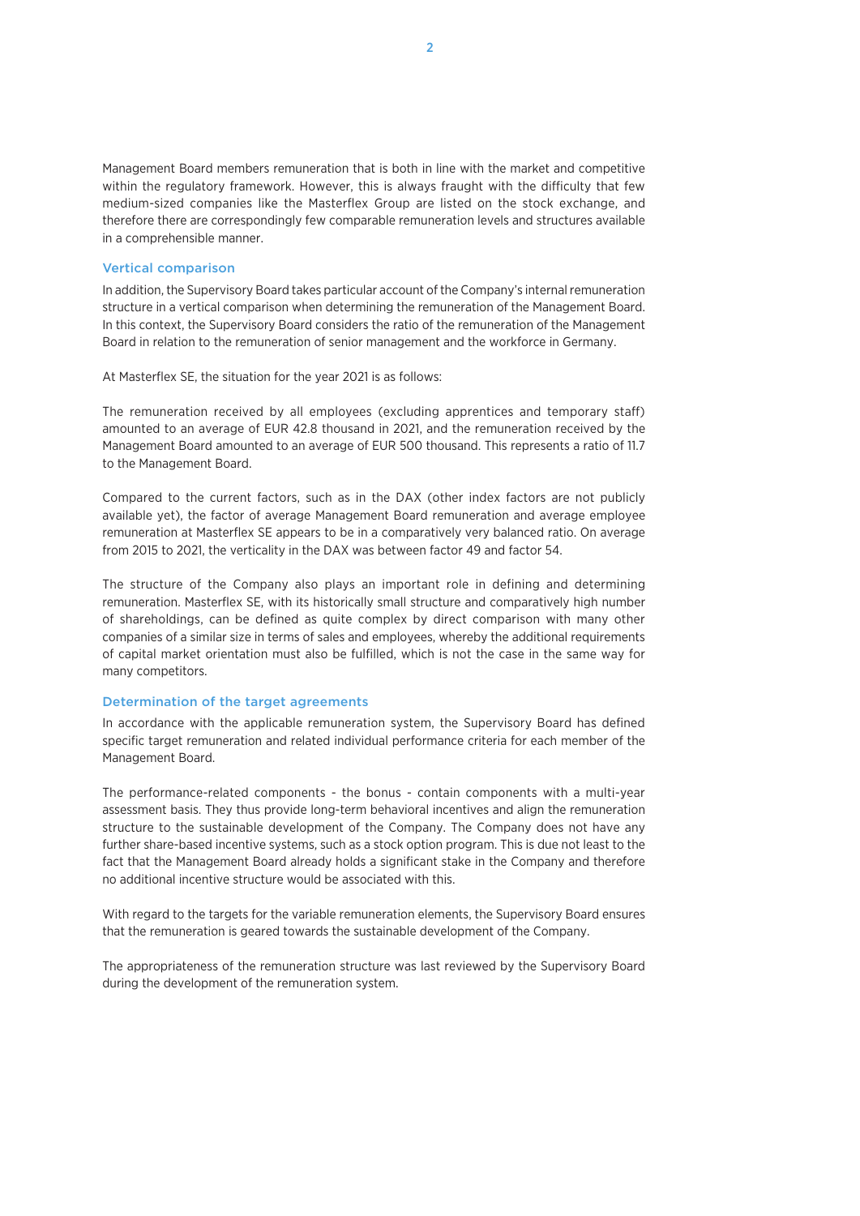Management Board members remuneration that is both in line with the market and competitive within the regulatory framework. However, this is always fraught with the difficulty that few medium-sized companies like the Masterflex Group are listed on the stock exchange, and therefore there are correspondingly few comparable remuneration levels and structures available in a comprehensible manner.

### Vertical comparison

In addition, the Supervisory Board takes particular account of the Company's internal remuneration structure in a vertical comparison when determining the remuneration of the Management Board. In this context, the Supervisory Board considers the ratio of the remuneration of the Management Board in relation to the remuneration of senior management and the workforce in Germany.

At Masterflex SE, the situation for the year 2021 is as follows:

The remuneration received by all employees (excluding apprentices and temporary staff) amounted to an average of EUR 42.8 thousand in 2021, and the remuneration received by the Management Board amounted to an average of EUR 500 thousand. This represents a ratio of 11.7 to the Management Board.

Compared to the current factors, such as in the DAX (other index factors are not publicly available yet), the factor of average Management Board remuneration and average employee remuneration at Masterflex SE appears to be in a comparatively very balanced ratio. On average from 2015 to 2021, the verticality in the DAX was between factor 49 and factor 54.

The structure of the Company also plays an important role in defining and determining remuneration. Masterflex SE, with its historically small structure and comparatively high number of shareholdings, can be defined as quite complex by direct comparison with many other companies of a similar size in terms of sales and employees, whereby the additional requirements of capital market orientation must also be fulfilled, which is not the case in the same way for many competitors.

### Determination of the target agreements

In accordance with the applicable remuneration system, the Supervisory Board has defined specific target remuneration and related individual performance criteria for each member of the Management Board.

The performance-related components - the bonus - contain components with a multi-year assessment basis. They thus provide long-term behavioral incentives and align the remuneration structure to the sustainable development of the Company. The Company does not have any further share-based incentive systems, such as a stock option program. This is due not least to the fact that the Management Board already holds a significant stake in the Company and therefore no additional incentive structure would be associated with this.

With regard to the targets for the variable remuneration elements, the Supervisory Board ensures that the remuneration is geared towards the sustainable development of the Company.

The appropriateness of the remuneration structure was last reviewed by the Supervisory Board during the development of the remuneration system.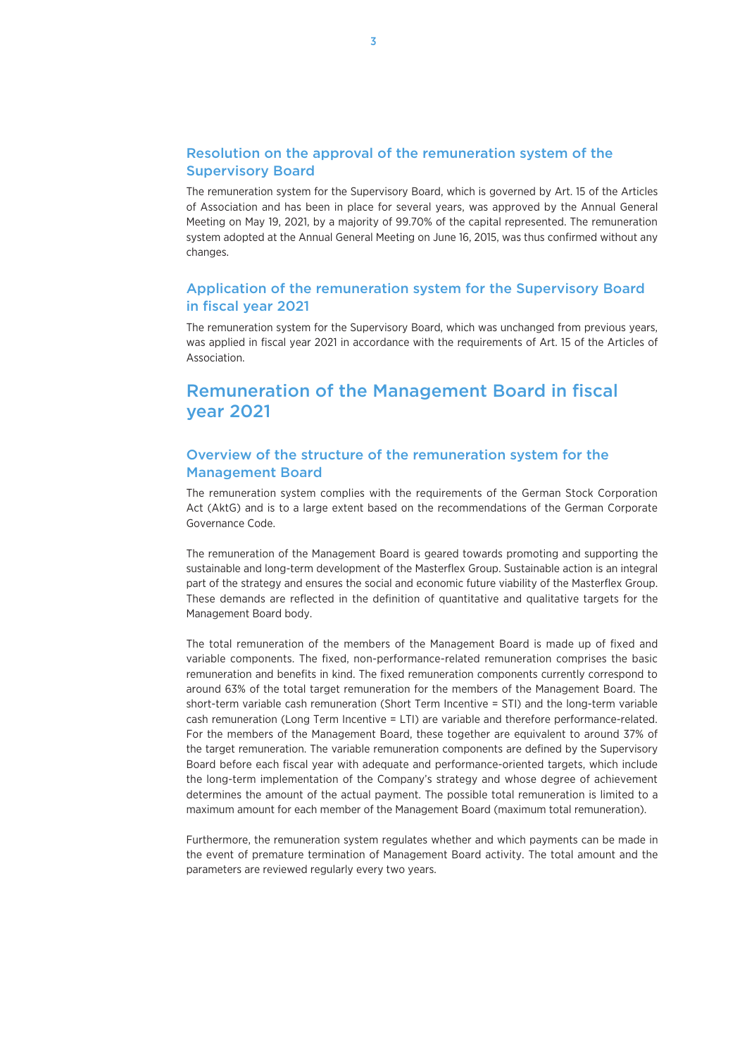### Resolution on the approval of the remuneration system of the Supervisory Board

The remuneration system for the Supervisory Board, which is governed by Art. 15 of the Articles of Association and has been in place for several years, was approved by the Annual General Meeting on May 19, 2021, by a majority of 99.70% of the capital represented. The remuneration system adopted at the Annual General Meeting on June 16, 2015, was thus confirmed without any changes.

### Application of the remuneration system for the Supervisory Board in fiscal year 2021

The remuneration system for the Supervisory Board, which was unchanged from previous years, was applied in fiscal year 2021 in accordance with the requirements of Art. 15 of the Articles of Association.

## Remuneration of the Management Board in fiscal year 2021

### Overview of the structure of the remuneration system for the Management Board

The remuneration system complies with the requirements of the German Stock Corporation Act (AktG) and is to a large extent based on the recommendations of the German Corporate Governance Code.

The remuneration of the Management Board is geared towards promoting and supporting the sustainable and long-term development of the Masterflex Group. Sustainable action is an integral part of the strategy and ensures the social and economic future viability of the Masterflex Group. These demands are reflected in the definition of quantitative and qualitative targets for the Management Board body.

The total remuneration of the members of the Management Board is made up of fixed and variable components. The fixed, non-performance-related remuneration comprises the basic remuneration and benefits in kind. The fixed remuneration components currently correspond to around 63% of the total target remuneration for the members of the Management Board. The short-term variable cash remuneration (Short Term Incentive = STI) and the long-term variable cash remuneration (Long Term Incentive = LTI) are variable and therefore performance-related. For the members of the Management Board, these together are equivalent to around 37% of the target remuneration. The variable remuneration components are defined by the Supervisory Board before each fiscal year with adequate and performance-oriented targets, which include the long-term implementation of the Company's strategy and whose degree of achievement determines the amount of the actual payment. The possible total remuneration is limited to a maximum amount for each member of the Management Board (maximum total remuneration).

Furthermore, the remuneration system regulates whether and which payments can be made in the event of premature termination of Management Board activity. The total amount and the parameters are reviewed regularly every two years.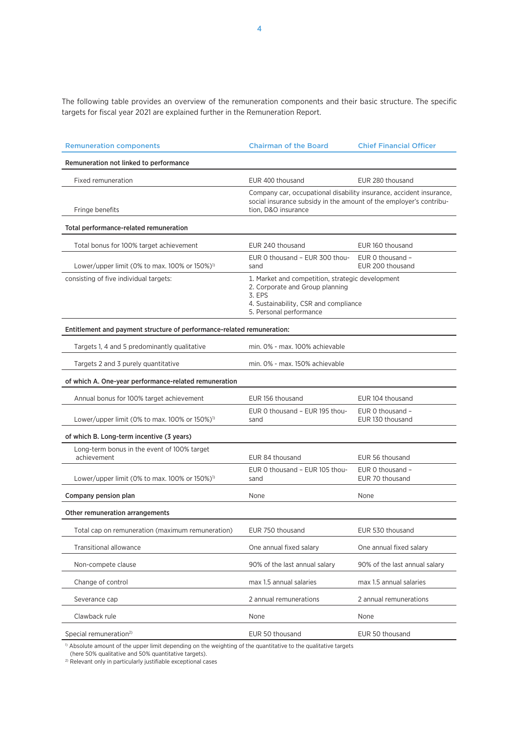The following table provides an overview of the remuneration components and their basic structure. The specific targets for fiscal year 2021 are explained further in the Remuneration Report.

| Remuneration components | Chairman of the Board | Chief Financial Officer |
|---|---|---|
| **Remuneration not linked to performance** | | |
| Fixed remuneration | EUR 400 thousand | EUR 280 thousand |
| Fringe benefits | Company car, occupational disability insurance, accident insurance, social insurance subsidy in the amount of the employer's contribution, D&O insurance | |
| **Total performance-related remuneration** | | |
| Total bonus for 100% target achievement | EUR 240 thousand | EUR 160 thousand |
| Lower/upper limit (0% to max. 100% or 150%)[1] | EUR 0 thousand – EUR 300 thousand | EUR 0 thousand – EUR 200 thousand |
| consisting of five individual targets: | 1. Market and competition, strategic development<br>2. Corporate and Group planning<br>3. EPS<br>4. Sustainability, CSR and compliance<br>5. Personal performance | |
| **Entitlement and payment structure of performance-related remuneration:** | | |
| Targets 1, 4 and 5 predominantly qualitative | min. 0% - max. 100% achievable | |
| Targets 2 and 3 purely quantitative | min. 0% - max. 150% achievable | |
| **of which A. One-year performance-related remuneration** | | |
| Annual bonus for 100% target achievement | EUR 156 thousand | EUR 104 thousand |
| Lower/upper limit (0% to max. 100% or 150%)[1] | EUR 0 thousand – EUR 195 thousand | EUR 0 thousand – EUR 130 thousand |
| **of which B. Long-term incentive (3 years)** | | |
| Long-term bonus in the event of 100% target achievement | EUR 84 thousand | EUR 56 thousand |
| Lower/upper limit (0% to max. 100% or 150%)[1] | EUR 0 thousand – EUR 105 thousand | EUR 0 thousand – EUR 70 thousand |
| **Company pension plan** | None | None |
| **Other remuneration arrangements** | | |
| Total cap on remuneration (maximum remuneration) | EUR 750 thousand | EUR 530 thousand |
| Transitional allowance | One annual fixed salary | One annual fixed salary |
| Non-compete clause | 90% of the last annual salary | 90% of the last annual salary |
| Change of control | max 1.5 annual salaries | max 1.5 annual salaries |
| Severance cap | 2 annual remunerations | 2 annual remunerations |
| Clawback rule | None | None |
| Special remuneration[2] | EUR 50 thousand | EUR 50 thousand |

[1] Absolute amount of the upper limit depending on the weighting of the quantitative to the qualitative targets (here 50% qualitative and 50% quantitative targets).
[2] Relevant only in particularly justifiable exceptional cases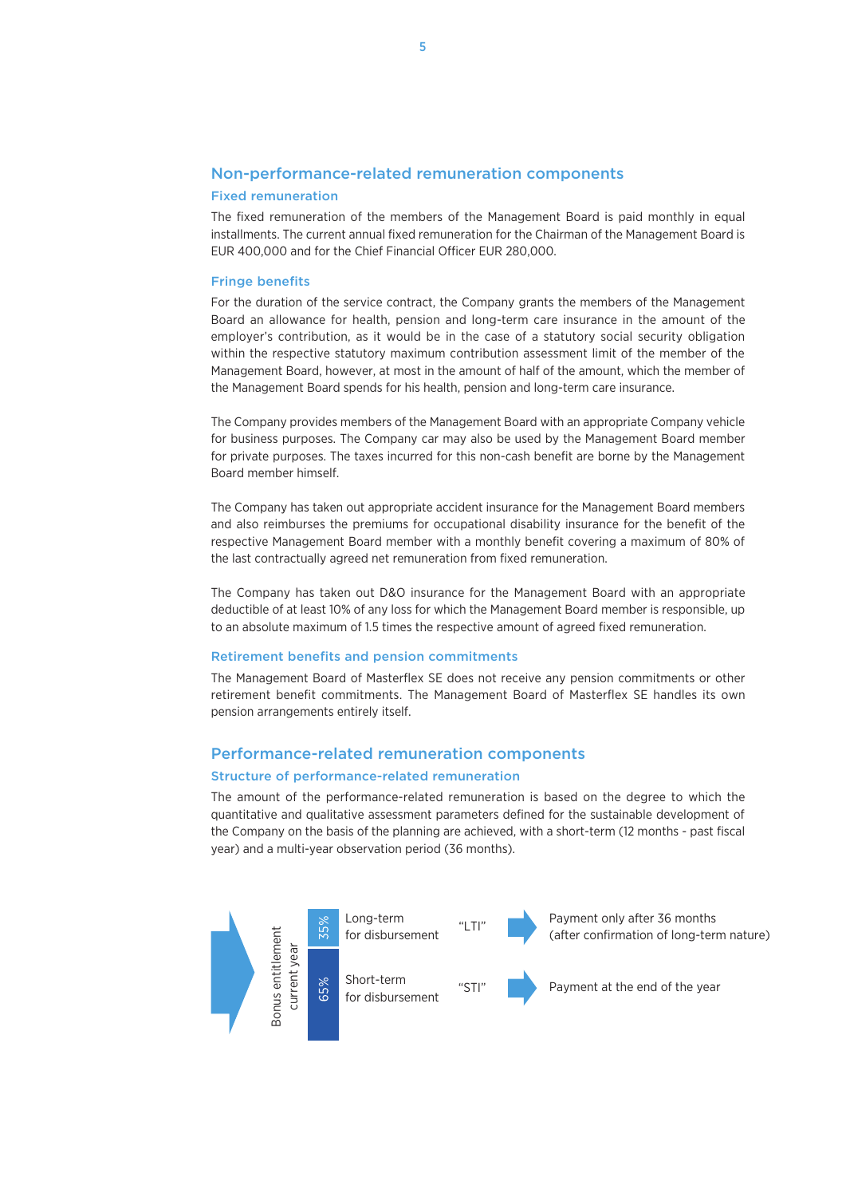## Non-performance-related remuneration components

### Fixed remuneration

The fixed remuneration of the members of the Management Board is paid monthly in equal installments. The current annual fixed remuneration for the Chairman of the Management Board is EUR 400,000 and for the Chief Financial Officer EUR 280,000.

### Fringe benefits

For the duration of the service contract, the Company grants the members of the Management Board an allowance for health, pension and long-term care insurance in the amount of the employer's contribution, as it would be in the case of a statutory social security obligation within the respective statutory maximum contribution assessment limit of the member of the Management Board, however, at most in the amount of half of the amount, which the member of the Management Board spends for his health, pension and long-term care insurance.

The Company provides members of the Management Board with an appropriate Company vehicle for business purposes. The Company car may also be used by the Management Board member for private purposes. The taxes incurred for this non-cash benefit are borne by the Management Board member himself.

The Company has taken out appropriate accident insurance for the Management Board members and also reimburses the premiums for occupational disability insurance for the benefit of the respective Management Board member with a monthly benefit covering a maximum of 80% of the last contractually agreed net remuneration from fixed remuneration.

The Company has taken out D&O insurance for the Management Board with an appropriate deductible of at least 10% of any loss for which the Management Board member is responsible, up to an absolute maximum of 1.5 times the respective amount of agreed fixed remuneration.

### Retirement benefits and pension commitments

The Management Board of Masterflex SE does not receive any pension commitments or other retirement benefit commitments. The Management Board of Masterflex SE handles its own pension arrangements entirely itself.

## Performance-related remuneration components

### Structure of performance-related remuneration

The amount of the performance-related remuneration is based on the degree to which the quantitative and qualitative assessment parameters defined for the sustainable development of the Company on the basis of the planning are achieved, with a short-term (12 months - past fiscal year) and a multi-year observation period (36 months).

| Bonus entitlement current year | Share | Component | | Payment |
|---|---|---|---|---|
| | 35% | Long-term for disbursement | "LTI" | Payment only after 36 months (after confirmation of long-term nature) |
| | 65% | Short-term for disbursement | "STI" | Payment at the end of the year |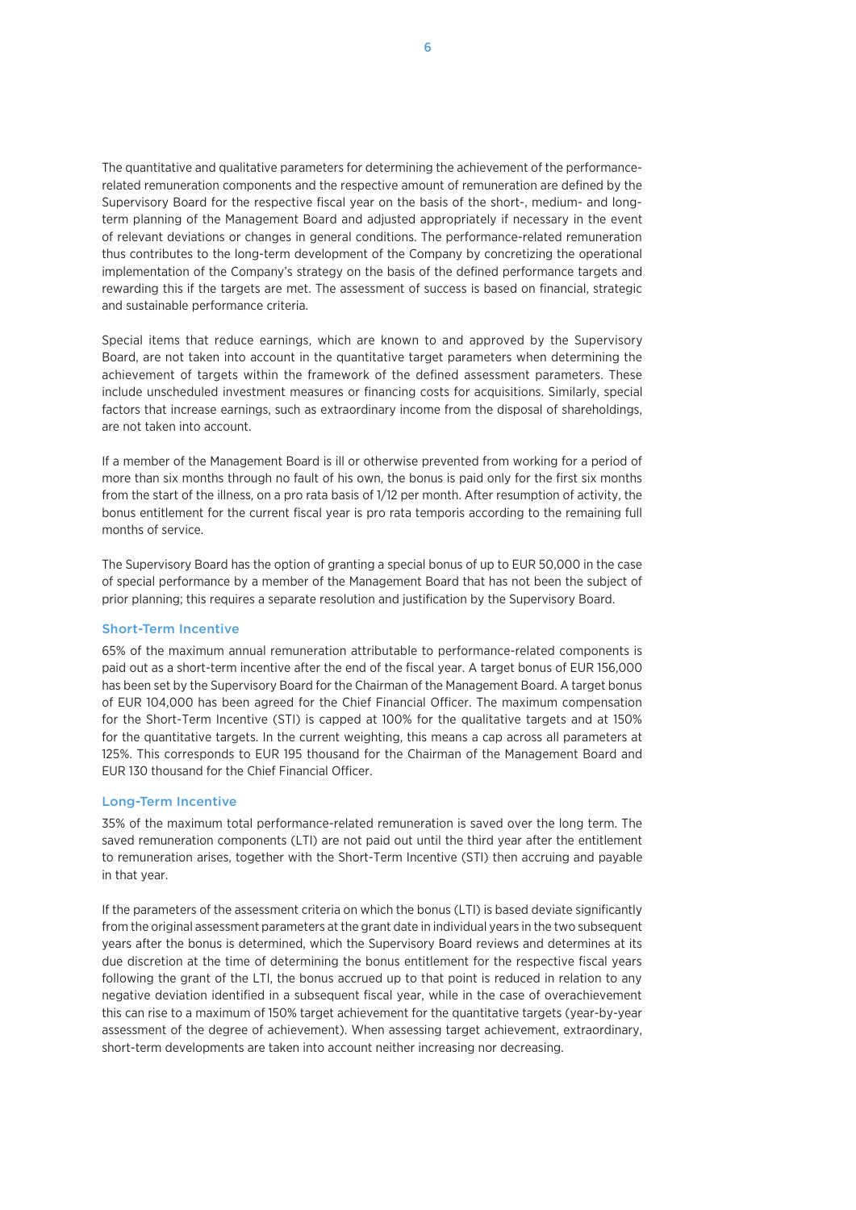The quantitative and qualitative parameters for determining the achievement of the performance-related remuneration components and the respective amount of remuneration are defined by the Supervisory Board for the respective fiscal year on the basis of the short-, medium- and long-term planning of the Management Board and adjusted appropriately if necessary in the event of relevant deviations or changes in general conditions. The performance-related remuneration thus contributes to the long-term development of the Company by concretizing the operational implementation of the Company's strategy on the basis of the defined performance targets and rewarding this if the targets are met. The assessment of success is based on financial, strategic and sustainable performance criteria.

Special items that reduce earnings, which are known to and approved by the Supervisory Board, are not taken into account in the quantitative target parameters when determining the achievement of targets within the framework of the defined assessment parameters. These include unscheduled investment measures or financing costs for acquisitions. Similarly, special factors that increase earnings, such as extraordinary income from the disposal of shareholdings, are not taken into account.

If a member of the Management Board is ill or otherwise prevented from working for a period of more than six months through no fault of his own, the bonus is paid only for the first six months from the start of the illness, on a pro rata basis of 1/12 per month. After resumption of activity, the bonus entitlement for the current fiscal year is pro rata temporis according to the remaining full months of service.

The Supervisory Board has the option of granting a special bonus of up to EUR 50,000 in the case of special performance by a member of the Management Board that has not been the subject of prior planning; this requires a separate resolution and justification by the Supervisory Board.

### Short-Term Incentive

65% of the maximum annual remuneration attributable to performance-related components is paid out as a short-term incentive after the end of the fiscal year. A target bonus of EUR 156,000 has been set by the Supervisory Board for the Chairman of the Management Board. A target bonus of EUR 104,000 has been agreed for the Chief Financial Officer. The maximum compensation for the Short-Term Incentive (STI) is capped at 100% for the qualitative targets and at 150% for the quantitative targets. In the current weighting, this means a cap across all parameters at 125%. This corresponds to EUR 195 thousand for the Chairman of the Management Board and EUR 130 thousand for the Chief Financial Officer.

### Long-Term Incentive

35% of the maximum total performance-related remuneration is saved over the long term. The saved remuneration components (LTI) are not paid out until the third year after the entitlement to remuneration arises, together with the Short-Term Incentive (STI) then accruing and payable in that year.

If the parameters of the assessment criteria on which the bonus (LTI) is based deviate significantly from the original assessment parameters at the grant date in individual years in the two subsequent years after the bonus is determined, which the Supervisory Board reviews and determines at its due discretion at the time of determining the bonus entitlement for the respective fiscal years following the grant of the LTI, the bonus accrued up to that point is reduced in relation to any negative deviation identified in a subsequent fiscal year, while in the case of overachievement this can rise to a maximum of 150% target achievement for the quantitative targets (year-by-year assessment of the degree of achievement). When assessing target achievement, extraordinary, short-term developments are taken into account neither increasing nor decreasing.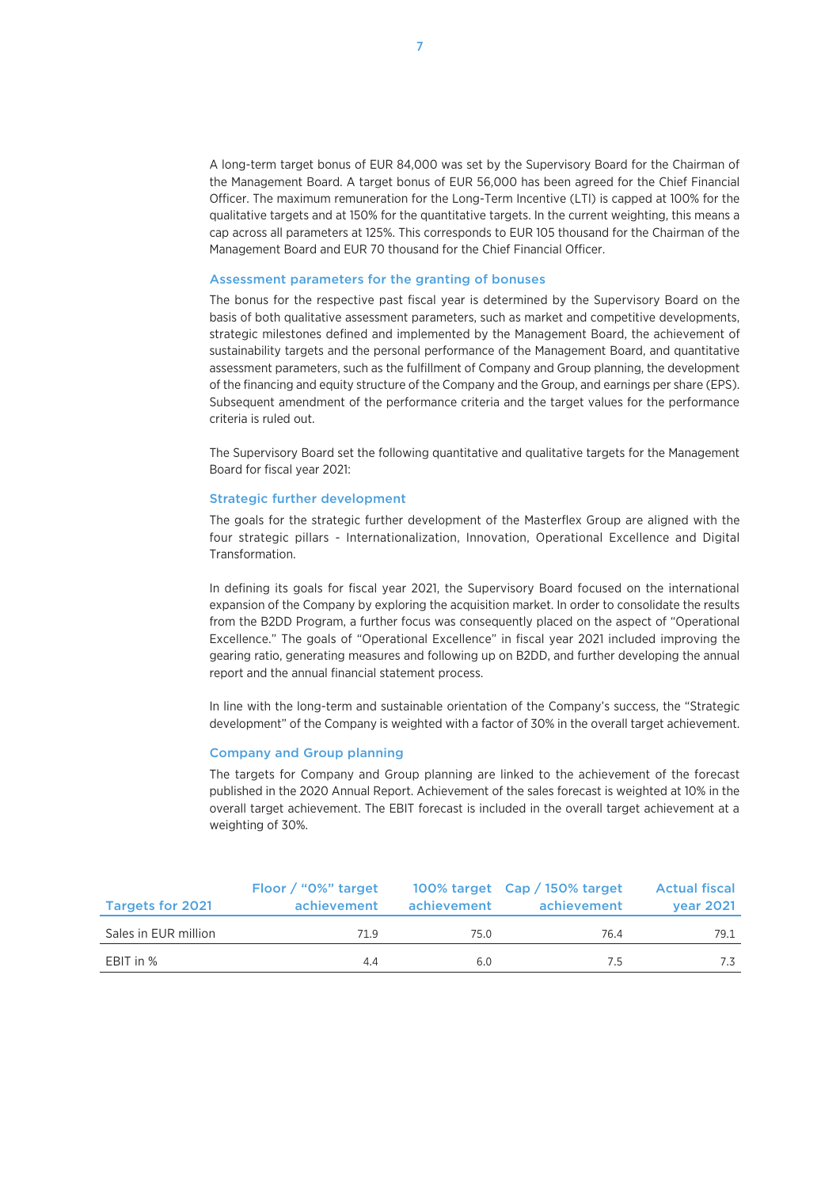A long-term target bonus of EUR 84,000 was set by the Supervisory Board for the Chairman of the Management Board. A target bonus of EUR 56,000 has been agreed for the Chief Financial Officer. The maximum remuneration for the Long-Term Incentive (LTI) is capped at 100% for the qualitative targets and at 150% for the quantitative targets. In the current weighting, this means a cap across all parameters at 125%. This corresponds to EUR 105 thousand for the Chairman of the Management Board and EUR 70 thousand for the Chief Financial Officer.

### Assessment parameters for the granting of bonuses

The bonus for the respective past fiscal year is determined by the Supervisory Board on the basis of both qualitative assessment parameters, such as market and competitive developments, strategic milestones defined and implemented by the Management Board, the achievement of sustainability targets and the personal performance of the Management Board, and quantitative assessment parameters, such as the fulfillment of Company and Group planning, the development of the financing and equity structure of the Company and the Group, and earnings per share (EPS). Subsequent amendment of the performance criteria and the target values for the performance criteria is ruled out.

The Supervisory Board set the following quantitative and qualitative targets for the Management Board for fiscal year 2021:

### Strategic further development

The goals for the strategic further development of the Masterflex Group are aligned with the four strategic pillars - Internationalization, Innovation, Operational Excellence and Digital Transformation.

In defining its goals for fiscal year 2021, the Supervisory Board focused on the international expansion of the Company by exploring the acquisition market. In order to consolidate the results from the B2DD Program, a further focus was consequently placed on the aspect of "Operational Excellence." The goals of "Operational Excellence" in fiscal year 2021 included improving the gearing ratio, generating measures and following up on B2DD, and further developing the annual report and the annual financial statement process.

In line with the long-term and sustainable orientation of the Company's success, the "Strategic development" of the Company is weighted with a factor of 30% in the overall target achievement.

### Company and Group planning

The targets for Company and Group planning are linked to the achievement of the forecast published in the 2020 Annual Report. Achievement of the sales forecast is weighted at 10% in the overall target achievement. The EBIT forecast is included in the overall target achievement at a weighting of 30%.

| Targets for 2021 | Floor / "0%" target achievement | 100% target achievement | Cap / 150% target achievement | Actual fiscal year 2021 |
|---|---|---|---|---|
| Sales in EUR million | 71.9 | 75.0 | 76.4 | 79.1 |
| EBIT in % | 4.4 | 6.0 | 7.5 | 7.3 |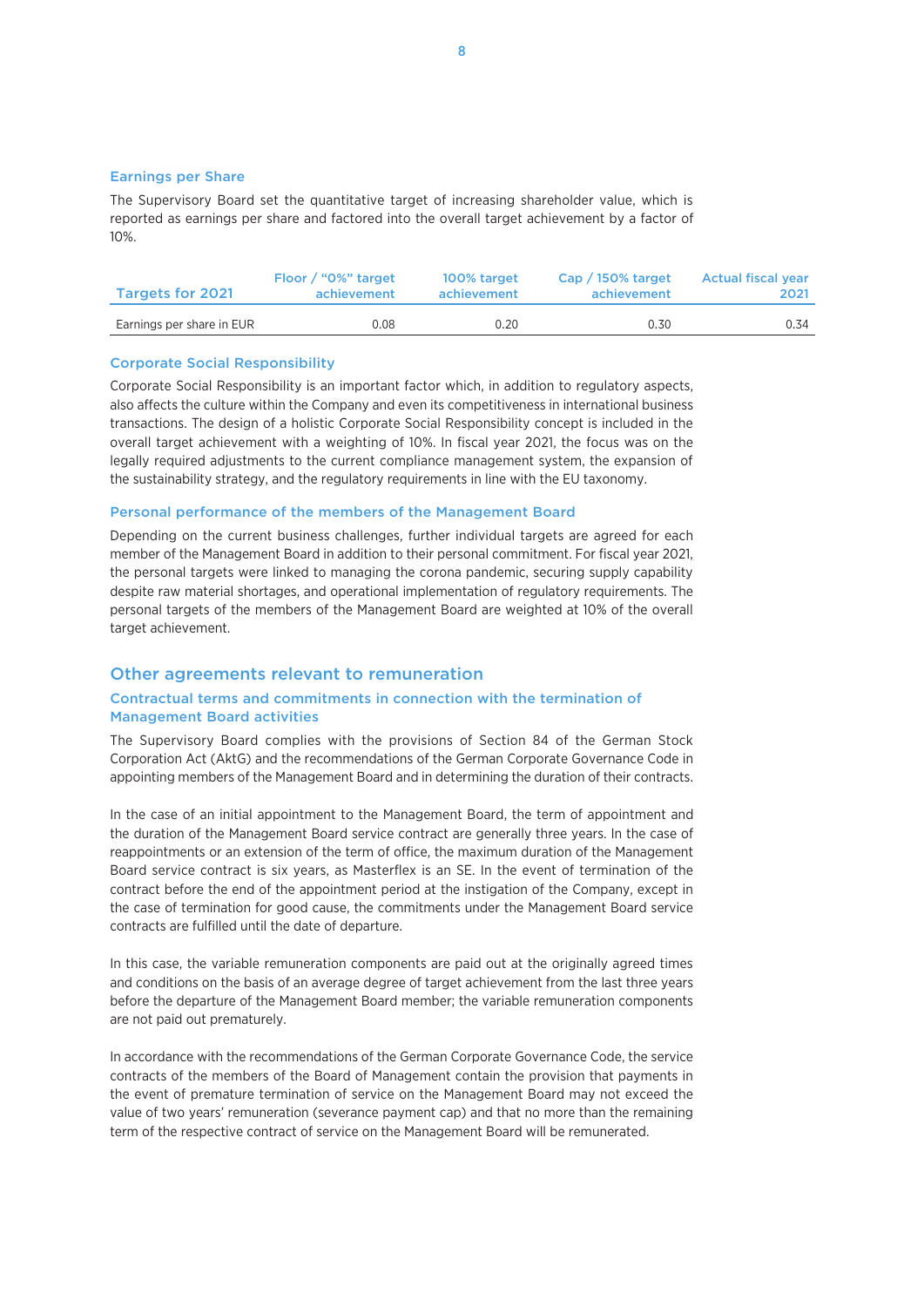### Earnings per Share

The Supervisory Board set the quantitative target of increasing shareholder value, which is reported as earnings per share and factored into the overall target achievement by a factor of 10%.

| Targets for 2021 | Floor / “0%” target achievement | 100% target achievement | Cap / 150% target achievement | Actual fiscal year 2021 |
|---|---|---|---|---|
| Earnings per share in EUR | 0.08 | 0.20 | 0.30 | 0.34 |

### Corporate Social Responsibility

Corporate Social Responsibility is an important factor which, in addition to regulatory aspects, also affects the culture within the Company and even its competitiveness in international business transactions. The design of a holistic Corporate Social Responsibility concept is included in the overall target achievement with a weighting of 10%. In fiscal year 2021, the focus was on the legally required adjustments to the current compliance management system, the expansion of the sustainability strategy, and the regulatory requirements in line with the EU taxonomy.

### Personal performance of the members of the Management Board

Depending on the current business challenges, further individual targets are agreed for each member of the Management Board in addition to their personal commitment. For fiscal year 2021, the personal targets were linked to managing the corona pandemic, securing supply capability despite raw material shortages, and operational implementation of regulatory requirements. The personal targets of the members of the Management Board are weighted at 10% of the overall target achievement.

## Other agreements relevant to remuneration

### Contractual terms and commitments in connection with the termination of Management Board activities

The Supervisory Board complies with the provisions of Section 84 of the German Stock Corporation Act (AktG) and the recommendations of the German Corporate Governance Code in appointing members of the Management Board and in determining the duration of their contracts.

In the case of an initial appointment to the Management Board, the term of appointment and the duration of the Management Board service contract are generally three years. In the case of reappointments or an extension of the term of office, the maximum duration of the Management Board service contract is six years, as Masterflex is an SE. In the event of termination of the contract before the end of the appointment period at the instigation of the Company, except in the case of termination for good cause, the commitments under the Management Board service contracts are fulfilled until the date of departure.

In this case, the variable remuneration components are paid out at the originally agreed times and conditions on the basis of an average degree of target achievement from the last three years before the departure of the Management Board member; the variable remuneration components are not paid out prematurely.

In accordance with the recommendations of the German Corporate Governance Code, the service contracts of the members of the Board of Management contain the provision that payments in the event of premature termination of service on the Management Board may not exceed the value of two years' remuneration (severance payment cap) and that no more than the remaining term of the respective contract of service on the Management Board will be remunerated.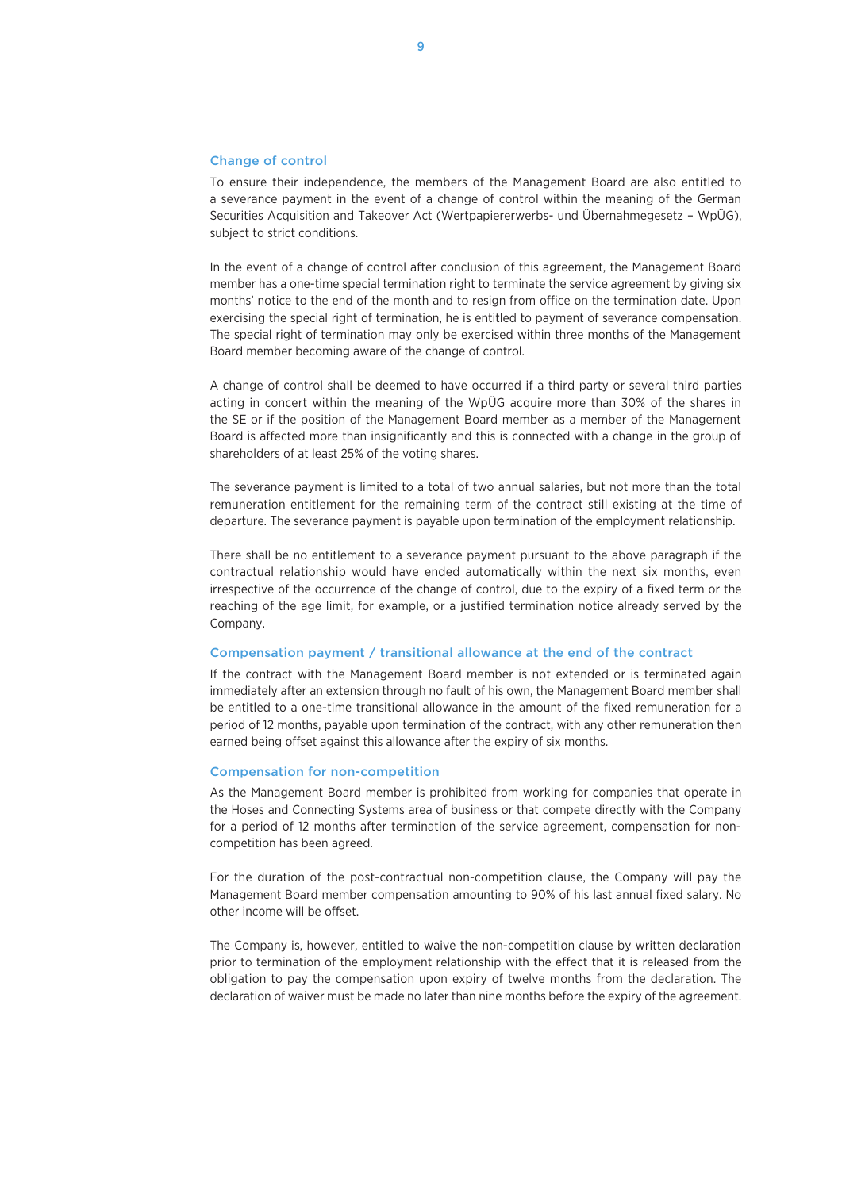### Change of control

To ensure their independence, the members of the Management Board are also entitled to a severance payment in the event of a change of control within the meaning of the German Securities Acquisition and Takeover Act (Wertpapiererwerbs- und Übernahmegesetz – WpÜG), subject to strict conditions.

In the event of a change of control after conclusion of this agreement, the Management Board member has a one-time special termination right to terminate the service agreement by giving six months' notice to the end of the month and to resign from office on the termination date. Upon exercising the special right of termination, he is entitled to payment of severance compensation. The special right of termination may only be exercised within three months of the Management Board member becoming aware of the change of control.

A change of control shall be deemed to have occurred if a third party or several third parties acting in concert within the meaning of the WpÜG acquire more than 30% of the shares in the SE or if the position of the Management Board member as a member of the Management Board is affected more than insignificantly and this is connected with a change in the group of shareholders of at least 25% of the voting shares.

The severance payment is limited to a total of two annual salaries, but not more than the total remuneration entitlement for the remaining term of the contract still existing at the time of departure. The severance payment is payable upon termination of the employment relationship.

There shall be no entitlement to a severance payment pursuant to the above paragraph if the contractual relationship would have ended automatically within the next six months, even irrespective of the occurrence of the change of control, due to the expiry of a fixed term or the reaching of the age limit, for example, or a justified termination notice already served by the Company.

### Compensation payment / transitional allowance at the end of the contract

If the contract with the Management Board member is not extended or is terminated again immediately after an extension through no fault of his own, the Management Board member shall be entitled to a one-time transitional allowance in the amount of the fixed remuneration for a period of 12 months, payable upon termination of the contract, with any other remuneration then earned being offset against this allowance after the expiry of six months.

### Compensation for non-competition

As the Management Board member is prohibited from working for companies that operate in the Hoses and Connecting Systems area of business or that compete directly with the Company for a period of 12 months after termination of the service agreement, compensation for non-competition has been agreed.

For the duration of the post-contractual non-competition clause, the Company will pay the Management Board member compensation amounting to 90% of his last annual fixed salary. No other income will be offset.

The Company is, however, entitled to waive the non-competition clause by written declaration prior to termination of the employment relationship with the effect that it is released from the obligation to pay the compensation upon expiry of twelve months from the declaration. The declaration of waiver must be made no later than nine months before the expiry of the agreement.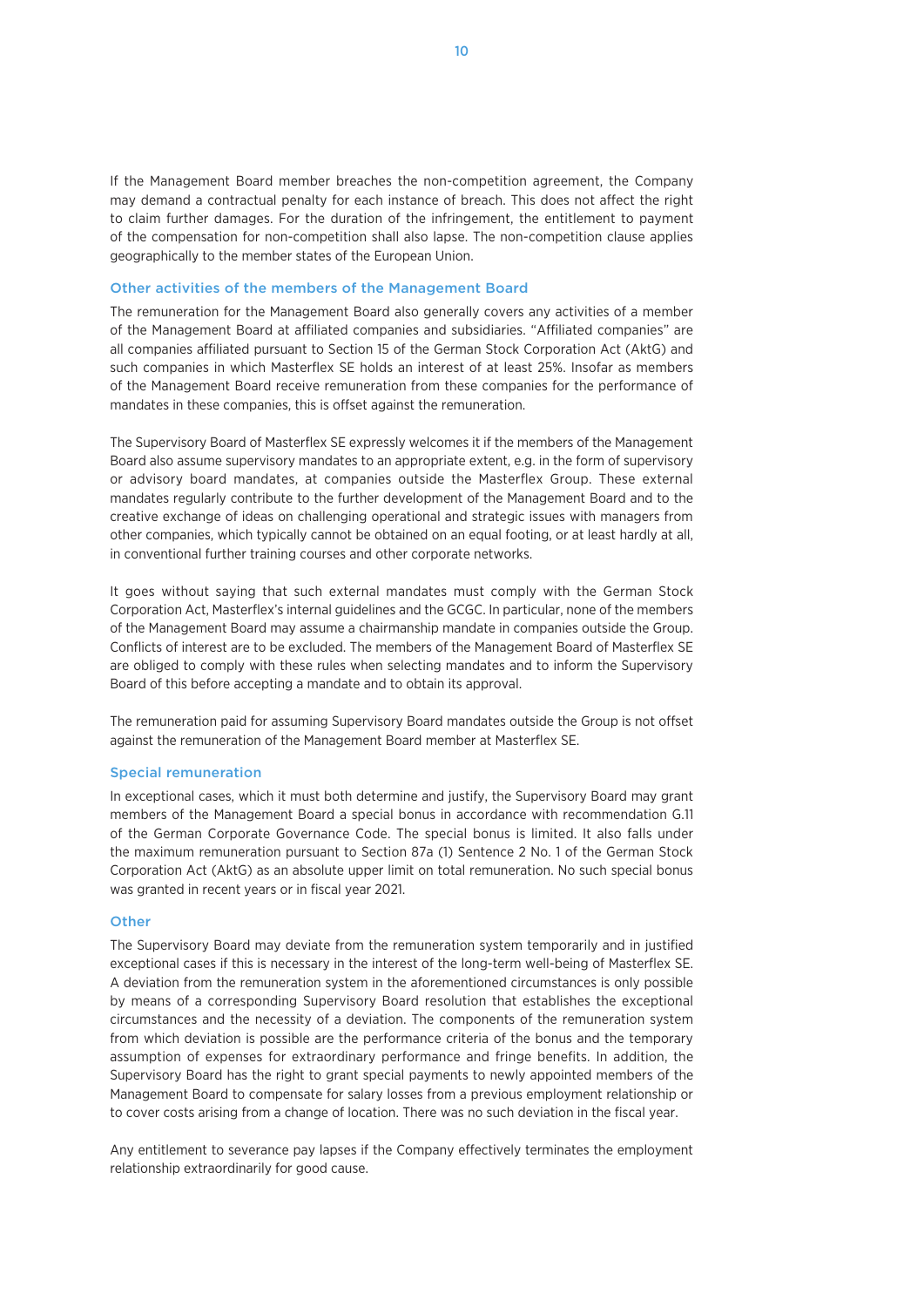If the Management Board member breaches the non-competition agreement, the Company may demand a contractual penalty for each instance of breach. This does not affect the right to claim further damages. For the duration of the infringement, the entitlement to payment of the compensation for non-competition shall also lapse. The non-competition clause applies geographically to the member states of the European Union.

### Other activities of the members of the Management Board

The remuneration for the Management Board also generally covers any activities of a member of the Management Board at affiliated companies and subsidiaries. "Affiliated companies" are all companies affiliated pursuant to Section 15 of the German Stock Corporation Act (AktG) and such companies in which Masterflex SE holds an interest of at least 25%. Insofar as members of the Management Board receive remuneration from these companies for the performance of mandates in these companies, this is offset against the remuneration.

The Supervisory Board of Masterflex SE expressly welcomes it if the members of the Management Board also assume supervisory mandates to an appropriate extent, e.g. in the form of supervisory or advisory board mandates, at companies outside the Masterflex Group. These external mandates regularly contribute to the further development of the Management Board and to the creative exchange of ideas on challenging operational and strategic issues with managers from other companies, which typically cannot be obtained on an equal footing, or at least hardly at all, in conventional further training courses and other corporate networks.

It goes without saying that such external mandates must comply with the German Stock Corporation Act, Masterflex's internal guidelines and the GCGC. In particular, none of the members of the Management Board may assume a chairmanship mandate in companies outside the Group. Conflicts of interest are to be excluded. The members of the Management Board of Masterflex SE are obliged to comply with these rules when selecting mandates and to inform the Supervisory Board of this before accepting a mandate and to obtain its approval.

The remuneration paid for assuming Supervisory Board mandates outside the Group is not offset against the remuneration of the Management Board member at Masterflex SE.

### Special remuneration

In exceptional cases, which it must both determine and justify, the Supervisory Board may grant members of the Management Board a special bonus in accordance with recommendation G.11 of the German Corporate Governance Code. The special bonus is limited. It also falls under the maximum remuneration pursuant to Section 87a (1) Sentence 2 No. 1 of the German Stock Corporation Act (AktG) as an absolute upper limit on total remuneration. No such special bonus was granted in recent years or in fiscal year 2021.

### Other

The Supervisory Board may deviate from the remuneration system temporarily and in justified exceptional cases if this is necessary in the interest of the long-term well-being of Masterflex SE. A deviation from the remuneration system in the aforementioned circumstances is only possible by means of a corresponding Supervisory Board resolution that establishes the exceptional circumstances and the necessity of a deviation. The components of the remuneration system from which deviation is possible are the performance criteria of the bonus and the temporary assumption of expenses for extraordinary performance and fringe benefits. In addition, the Supervisory Board has the right to grant special payments to newly appointed members of the Management Board to compensate for salary losses from a previous employment relationship or to cover costs arising from a change of location. There was no such deviation in the fiscal year.

Any entitlement to severance pay lapses if the Company effectively terminates the employment relationship extraordinarily for good cause.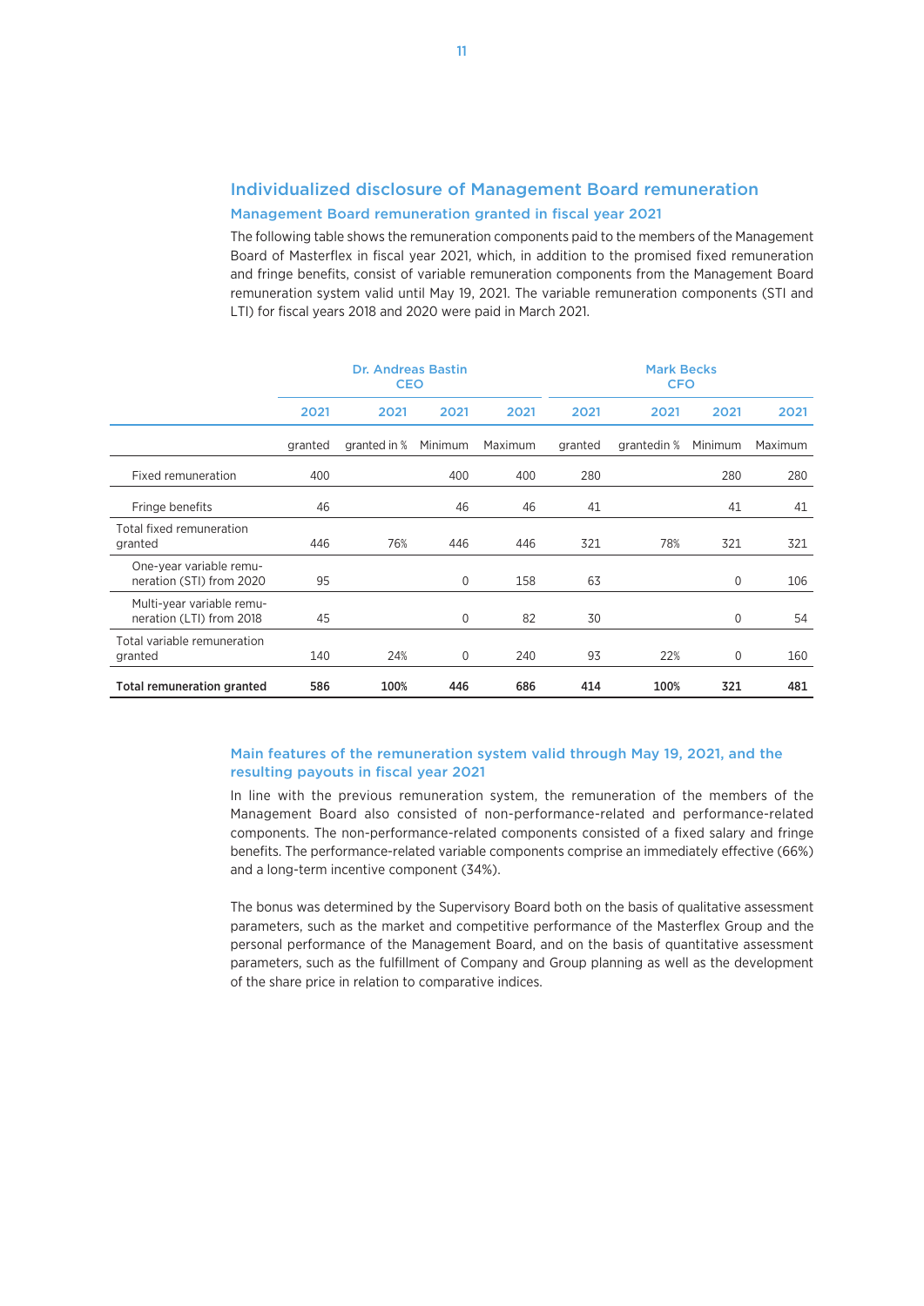## Individualized disclosure of Management Board remuneration

### Management Board remuneration granted in fiscal year 2021

The following table shows the remuneration components paid to the members of the Management Board of Masterflex in fiscal year 2021, which, in addition to the promised fixed remuneration and fringe benefits, consist of variable remuneration components from the Management Board remuneration system valid until May 19, 2021. The variable remuneration components (STI and LTI) for fiscal years 2018 and 2020 were paid in March 2021.

| | Dr. Andreas Bastin CEO | | | | Mark Becks CFO | | | |
|---|---|---|---|---|---|---|---|---|
| | 2021 | 2021 | 2021 | 2021 | 2021 | 2021 | 2021 | 2021 |
| | granted | granted in % | Minimum | Maximum | granted | grantedin % | Minimum | Maximum |
| Fixed remuneration | 400 | | 400 | 400 | 280 | | 280 | 280 |
| Fringe benefits | 46 | | 46 | 46 | 41 | | 41 | 41 |
| Total fixed remuneration granted | 446 | 76% | 446 | 446 | 321 | 78% | 321 | 321 |
| One-year variable remuneration (STI) from 2020 | 95 | | 0 | 158 | 63 | | 0 | 106 |
| Multi-year variable remuneration (LTI) from 2018 | 45 | | 0 | 82 | 30 | | 0 | 54 |
| Total variable remuneration granted | 140 | 24% | 0 | 240 | 93 | 22% | 0 | 160 |
| **Total remuneration granted** | **586** | **100%** | **446** | **686** | **414** | **100%** | **321** | **481** |

### Main features of the remuneration system valid through May 19, 2021, and the resulting payouts in fiscal year 2021

In line with the previous remuneration system, the remuneration of the members of the Management Board also consisted of non-performance-related and performance-related components. The non-performance-related components consisted of a fixed salary and fringe benefits. The performance-related variable components comprise an immediately effective (66%) and a long-term incentive component (34%).

The bonus was determined by the Supervisory Board both on the basis of qualitative assessment parameters, such as the market and competitive performance of the Masterflex Group and the personal performance of the Management Board, and on the basis of quantitative assessment parameters, such as the fulfillment of Company and Group planning as well as the development of the share price in relation to comparative indices.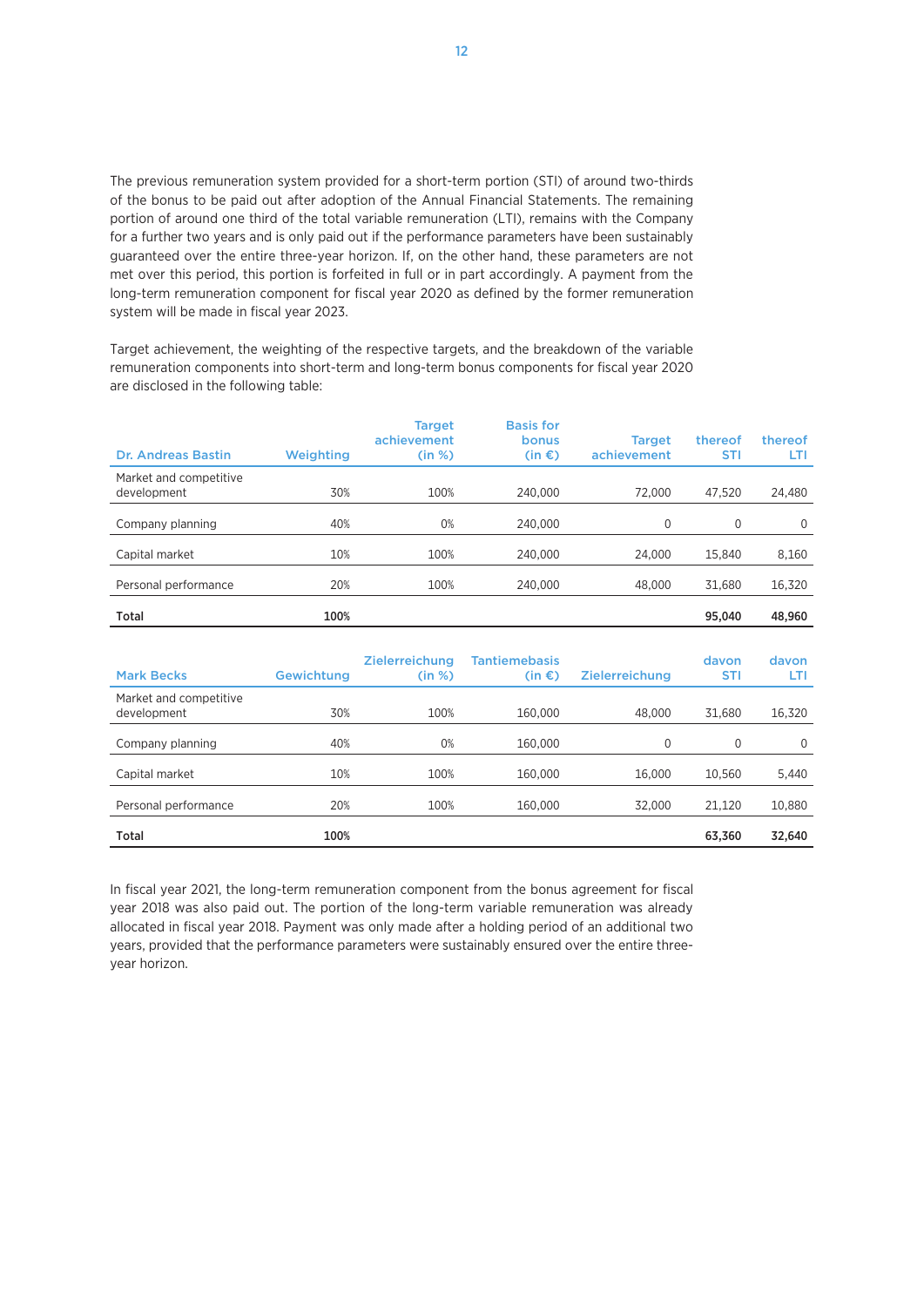The previous remuneration system provided for a short-term portion (STI) of around two-thirds of the bonus to be paid out after adoption of the Annual Financial Statements. The remaining portion of around one third of the total variable remuneration (LTI), remains with the Company for a further two years and is only paid out if the performance parameters have been sustainably guaranteed over the entire three-year horizon. If, on the other hand, these parameters are not met over this period, this portion is forfeited in full or in part accordingly. A payment from the long-term remuneration component for fiscal year 2020 as defined by the former remuneration system will be made in fiscal year 2023.

Target achievement, the weighting of the respective targets, and the breakdown of the variable remuneration components into short-term and long-term bonus components for fiscal year 2020 are disclosed in the following table:

| Dr. Andreas Bastin | Weighting | Target achievement (in %) | Basis for bonus (in €) | Target achievement | thereof STI | thereof LTI |
|---|---|---|---|---|---|---|
| Market and competitive development | 30% | 100% | 240,000 | 72,000 | 47,520 | 24,480 |
| Company planning | 40% | 0% | 240,000 | 0 | 0 | 0 |
| Capital market | 10% | 100% | 240,000 | 24,000 | 15,840 | 8,160 |
| Personal performance | 20% | 100% | 240,000 | 48,000 | 31,680 | 16,320 |
| **Total** | **100%** | | | | **95,040** | **48,960** |

| Mark Becks | Gewichtung | Zielerreichung (in %) | Tantiemebasis (in €) | Zielerreichung | davon STI | davon LTI |
|---|---|---|---|---|---|---|
| Market and competitive development | 30% | 100% | 160,000 | 48,000 | 31,680 | 16,320 |
| Company planning | 40% | 0% | 160,000 | 0 | 0 | 0 |
| Capital market | 10% | 100% | 160,000 | 16,000 | 10,560 | 5,440 |
| Personal performance | 20% | 100% | 160,000 | 32,000 | 21,120 | 10,880 |
| **Total** | **100%** | | | | **63,360** | **32,640** |

In fiscal year 2021, the long-term remuneration component from the bonus agreement for fiscal year 2018 was also paid out. The portion of the long-term variable remuneration was already allocated in fiscal year 2018. Payment was only made after a holding period of an additional two years, provided that the performance parameters were sustainably ensured over the entire three-year horizon.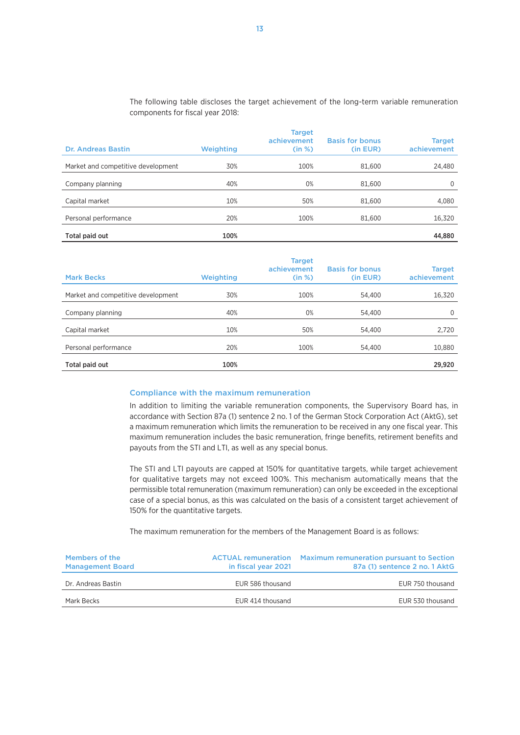The following table discloses the target achievement of the long-term variable remuneration components for fiscal year 2018:

| Dr. Andreas Bastin | Weighting | Target achievement (in %) | Basis for bonus (in EUR) | Target achievement |
|---|---|---|---|---|
| Market and competitive development | 30% | 100% | 81,600 | 24,480 |
| Company planning | 40% | 0% | 81,600 | 0 |
| Capital market | 10% | 50% | 81,600 | 4,080 |
| Personal performance | 20% | 100% | 81,600 | 16,320 |
| **Total paid out** | **100%** | | | **44,880** |

| Mark Becks | Weighting | Target achievement (in %) | Basis for bonus (in EUR) | Target achievement |
|---|---|---|---|---|
| Market and competitive development | 30% | 100% | 54,400 | 16,320 |
| Company planning | 40% | 0% | 54,400 | 0 |
| Capital market | 10% | 50% | 54,400 | 2,720 |
| Personal performance | 20% | 100% | 54,400 | 10,880 |
| **Total paid out** | **100%** | | | **29,920** |

### Compliance with the maximum remuneration

In addition to limiting the variable remuneration components, the Supervisory Board has, in accordance with Section 87a (1) sentence 2 no. 1 of the German Stock Corporation Act (AktG), set a maximum remuneration which limits the remuneration to be received in any one fiscal year. This maximum remuneration includes the basic remuneration, fringe benefits, retirement benefits and payouts from the STI and LTI, as well as any special bonus.

The STI and LTI payouts are capped at 150% for quantitative targets, while target achievement for qualitative targets may not exceed 100%. This mechanism automatically means that the permissible total remuneration (maximum remuneration) can only be exceeded in the exceptional case of a special bonus, as this was calculated on the basis of a consistent target achievement of 150% for the quantitative targets.

The maximum remuneration for the members of the Management Board is as follows:

| Members of the Management Board | ACTUAL remuneration in fiscal year 2021 | Maximum remuneration pursuant to Section 87a (1) sentence 2 no. 1 AktG |
|---|---|---|
| Dr. Andreas Bastin | EUR 586 thousand | EUR 750 thousand |
| Mark Becks | EUR 414 thousand | EUR 530 thousand |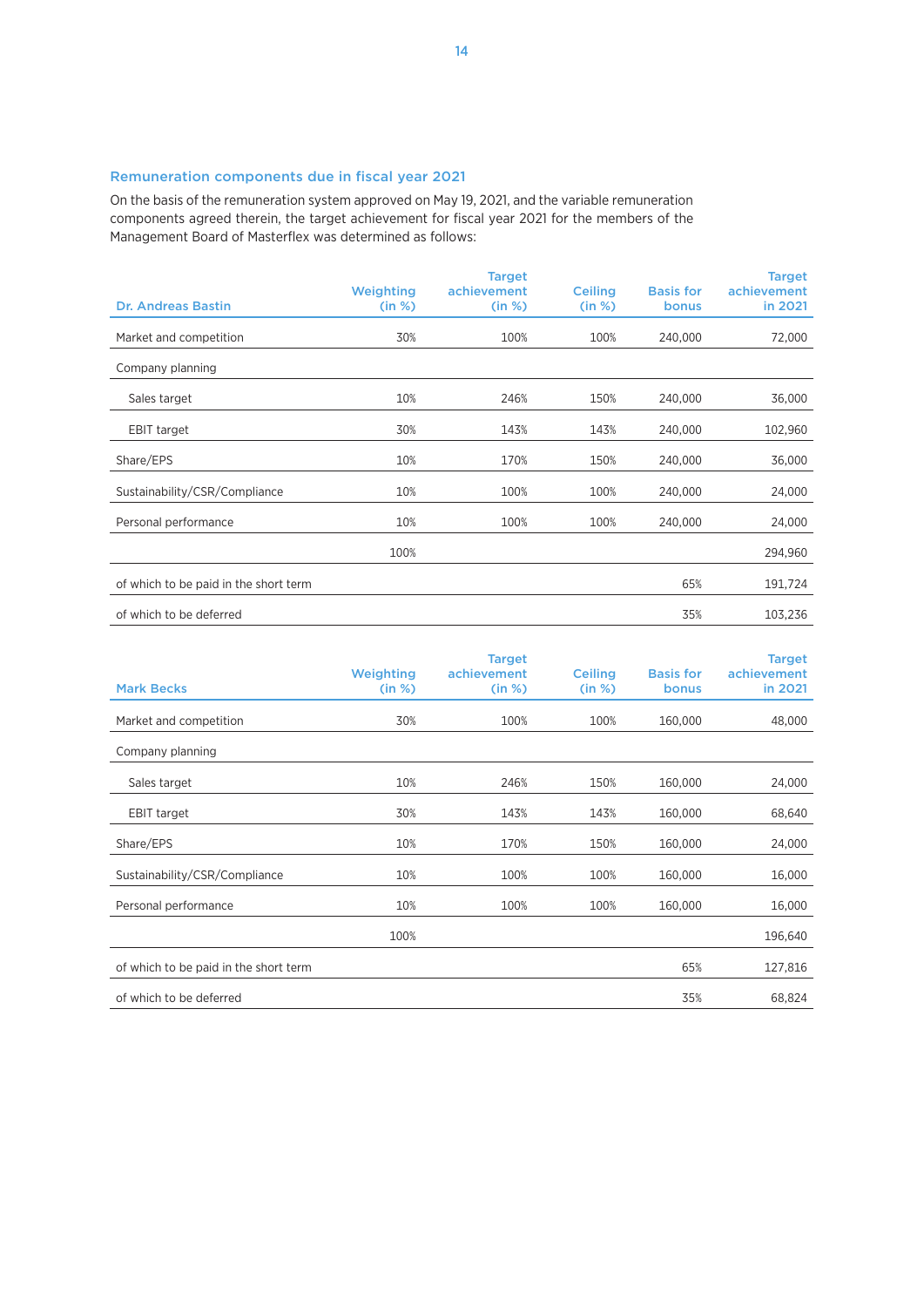## Remuneration components due in fiscal year 2021

On the basis of the remuneration system approved on May 19, 2021, and the variable remuneration components agreed therein, the target achievement for fiscal year 2021 for the members of the Management Board of Masterflex was determined as follows:

| Dr. Andreas Bastin | Weighting (in %) | Target achievement (in %) | Ceiling (in %) | Basis for bonus | Target achievement in 2021 |
|---|---|---|---|---|---|
| Market and competition | 30% | 100% | 100% | 240,000 | 72,000 |
| Company planning | | | | | |
| Sales target | 10% | 246% | 150% | 240,000 | 36,000 |
| EBIT target | 30% | 143% | 143% | 240,000 | 102,960 |
| Share/EPS | 10% | 170% | 150% | 240,000 | 36,000 |
| Sustainability/CSR/Compliance | 10% | 100% | 100% | 240,000 | 24,000 |
| Personal performance | 10% | 100% | 100% | 240,000 | 24,000 |
| | 100% | | | | 294,960 |
| of which to be paid in the short term | | | | 65% | 191,724 |
| of which to be deferred | | | | 35% | 103,236 |

| Mark Becks | Weighting (in %) | Target achievement (in %) | Ceiling (in %) | Basis for bonus | Target achievement in 2021 |
|---|---|---|---|---|---|
| Market and competition | 30% | 100% | 100% | 160,000 | 48,000 |
| Company planning | | | | | |
| Sales target | 10% | 246% | 150% | 160,000 | 24,000 |
| EBIT target | 30% | 143% | 143% | 160,000 | 68,640 |
| Share/EPS | 10% | 170% | 150% | 160,000 | 24,000 |
| Sustainability/CSR/Compliance | 10% | 100% | 100% | 160,000 | 16,000 |
| Personal performance | 10% | 100% | 100% | 160,000 | 16,000 |
| | 100% | | | | 196,640 |
| of which to be paid in the short term | | | | 65% | 127,816 |
| of which to be deferred | | | | 35% | 68,824 |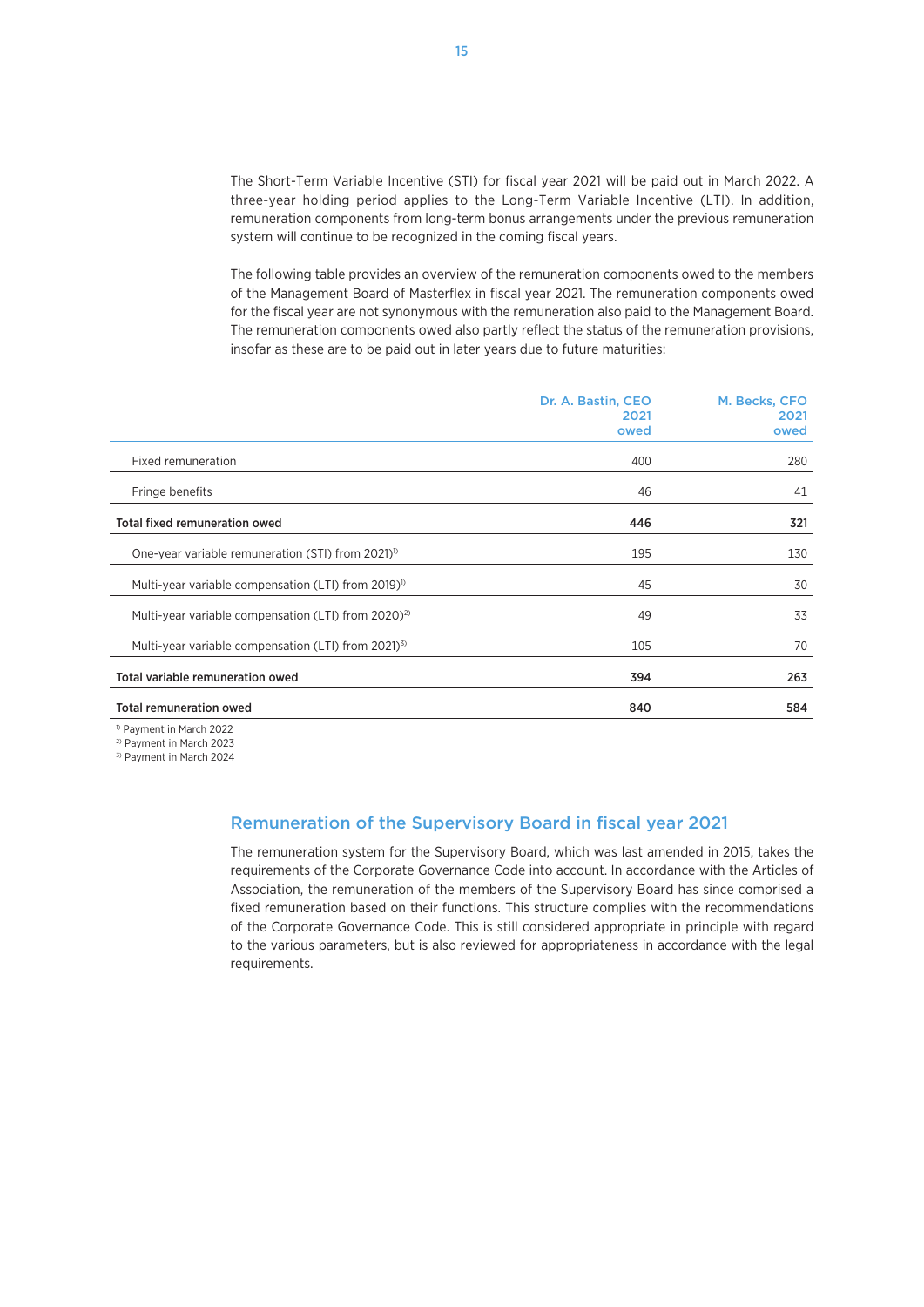The Short-Term Variable Incentive (STI) for fiscal year 2021 will be paid out in March 2022. A three-year holding period applies to the Long-Term Variable Incentive (LTI). In addition, remuneration components from long-term bonus arrangements under the previous remuneration system will continue to be recognized in the coming fiscal years.

The following table provides an overview of the remuneration components owed to the members of the Management Board of Masterflex in fiscal year 2021. The remuneration components owed for the fiscal year are not synonymous with the remuneration also paid to the Management Board. The remuneration components owed also partly reflect the status of the remuneration provisions, insofar as these are to be paid out in later years due to future maturities:

| | Dr. A. Bastin, CEO 2021 owed | M. Becks, CFO 2021 owed |
|---|---|---|
| Fixed remuneration | 400 | 280 |
| Fringe benefits | 46 | 41 |
| **Total fixed remuneration owed** | **446** | **321** |
| One-year variable remuneration (STI) from 2021[1] | 195 | 130 |
| Multi-year variable compensation (LTI) from 2019[1] | 45 | 30 |
| Multi-year variable compensation (LTI) from 2020[2] | 49 | 33 |
| Multi-year variable compensation (LTI) from 2021[3] | 105 | 70 |
| **Total variable remuneration owed** | **394** | **263** |
| **Total remuneration owed** | **840** | **584** |

[1] Payment in March 2022
[2] Payment in March 2023
[3] Payment in March 2024

## Remuneration of the Supervisory Board in fiscal year 2021

The remuneration system for the Supervisory Board, which was last amended in 2015, takes the requirements of the Corporate Governance Code into account. In accordance with the Articles of Association, the remuneration of the members of the Supervisory Board has since comprised a fixed remuneration based on their functions. This structure complies with the recommendations of the Corporate Governance Code. This is still considered appropriate in principle with regard to the various parameters, but is also reviewed for appropriateness in accordance with the legal requirements.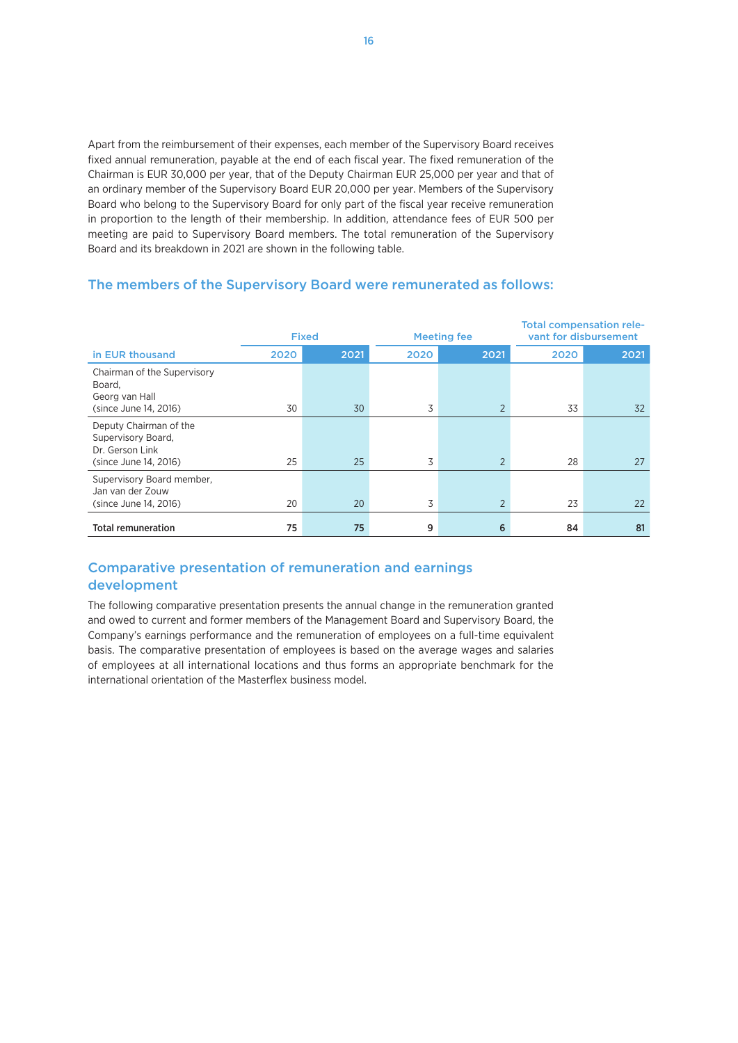Apart from the reimbursement of their expenses, each member of the Supervisory Board receives fixed annual remuneration, payable at the end of each fiscal year. The fixed remuneration of the Chairman is EUR 30,000 per year, that of the Deputy Chairman EUR 25,000 per year and that of an ordinary member of the Supervisory Board EUR 20,000 per year. Members of the Supervisory Board who belong to the Supervisory Board for only part of the fiscal year receive remuneration in proportion to the length of their membership. In addition, attendance fees of EUR 500 per meeting are paid to Supervisory Board members. The total remuneration of the Supervisory Board and its breakdown in 2021 are shown in the following table.

## The members of the Supervisory Board were remunerated as follows:

| | Fixed | | Meeting fee | | Total compensation relevant for disbursement | |
|---|---|---|---|---|---|---|
| in EUR thousand | 2020 | 2021 | 2020 | 2021 | 2020 | 2021 |
| Chairman of the Supervisory Board, Georg van Hall (since June 14, 2016) | 30 | 30 | 3 | 2 | 33 | 32 |
| Deputy Chairman of the Supervisory Board, Dr. Gerson Link (since June 14, 2016) | 25 | 25 | 3 | 2 | 28 | 27 |
| Supervisory Board member, Jan van der Zouw (since June 14, 2016) | 20 | 20 | 3 | 2 | 23 | 22 |
| **Total remuneration** | **75** | **75** | **9** | **6** | **84** | **81** |

## Comparative presentation of remuneration and earnings development

The following comparative presentation presents the annual change in the remuneration granted and owed to current and former members of the Management Board and Supervisory Board, the Company's earnings performance and the remuneration of employees on a full-time equivalent basis. The comparative presentation of employees is based on the average wages and salaries of employees at all international locations and thus forms an appropriate benchmark for the international orientation of the Masterflex business model.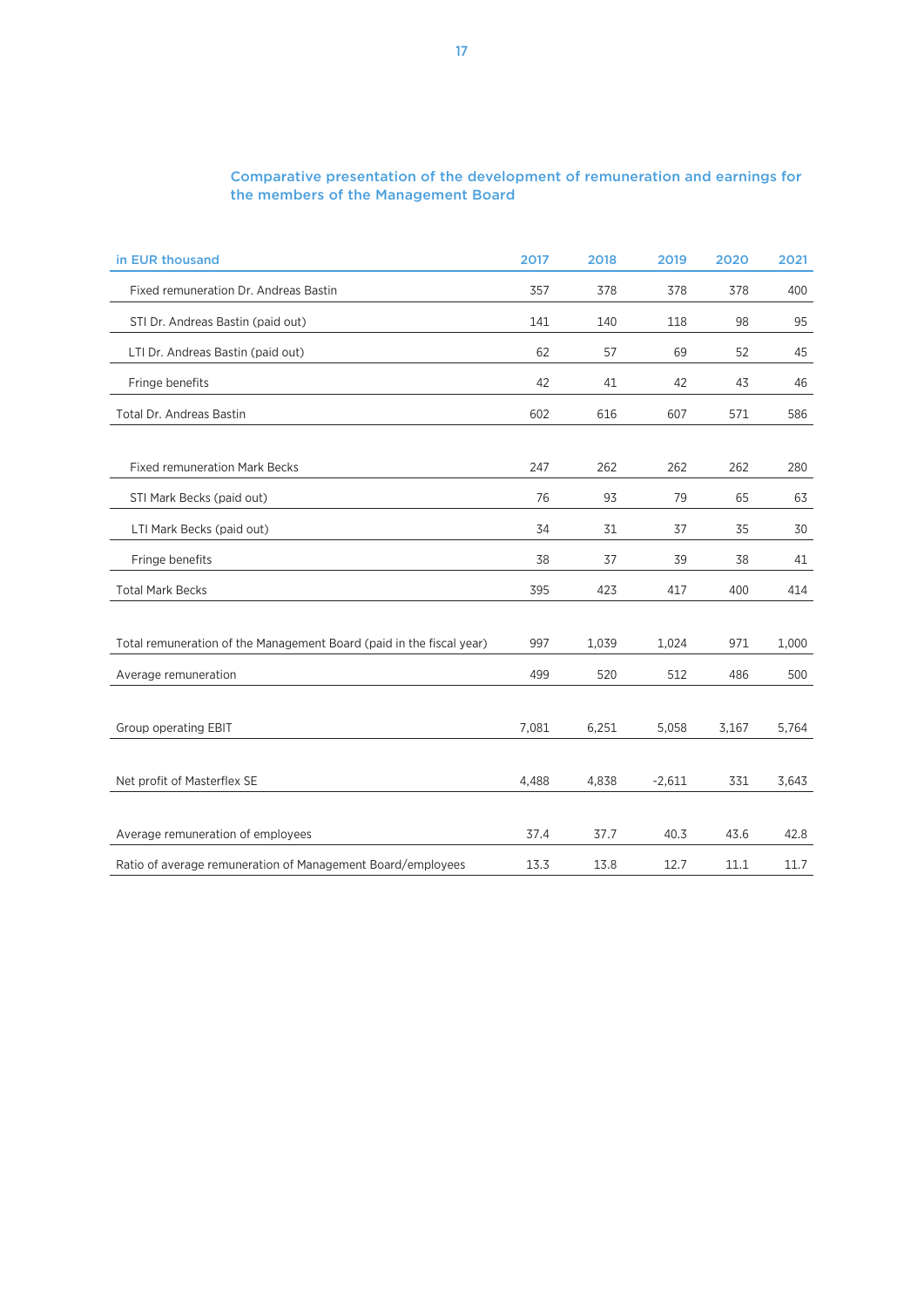### Comparative presentation of the development of remuneration and earnings for the members of the Management Board

| in EUR thousand | 2017 | 2018 | 2019 | 2020 | 2021 |
|---|---|---|---|---|---|
| Fixed remuneration Dr. Andreas Bastin | 357 | 378 | 378 | 378 | 400 |
| STI Dr. Andreas Bastin (paid out) | 141 | 140 | 118 | 98 | 95 |
| LTI Dr. Andreas Bastin (paid out) | 62 | 57 | 69 | 52 | 45 |
| Fringe benefits | 42 | 41 | 42 | 43 | 46 |
| Total Dr. Andreas Bastin | 602 | 616 | 607 | 571 | 586 |
| | | | | | |
| Fixed remuneration Mark Becks | 247 | 262 | 262 | 262 | 280 |
| STI Mark Becks (paid out) | 76 | 93 | 79 | 65 | 63 |
| LTI Mark Becks (paid out) | 34 | 31 | 37 | 35 | 30 |
| Fringe benefits | 38 | 37 | 39 | 38 | 41 |
| Total Mark Becks | 395 | 423 | 417 | 400 | 414 |
| | | | | | |
| Total remuneration of the Management Board (paid in the fiscal year) | 997 | 1,039 | 1,024 | 971 | 1,000 |
| Average remuneration | 499 | 520 | 512 | 486 | 500 |
| | | | | | |
| Group operating EBIT | 7,081 | 6,251 | 5,058 | 3,167 | 5,764 |
| | | | | | |
| Net profit of Masterflex SE | 4,488 | 4,838 | -2,611 | 331 | 3,643 |
| | | | | | |
| Average remuneration of employees | 37.4 | 37.7 | 40.3 | 43.6 | 42.8 |
| Ratio of average remuneration of Management Board/employees | 13.3 | 13.8 | 12.7 | 11.1 | 11.7 |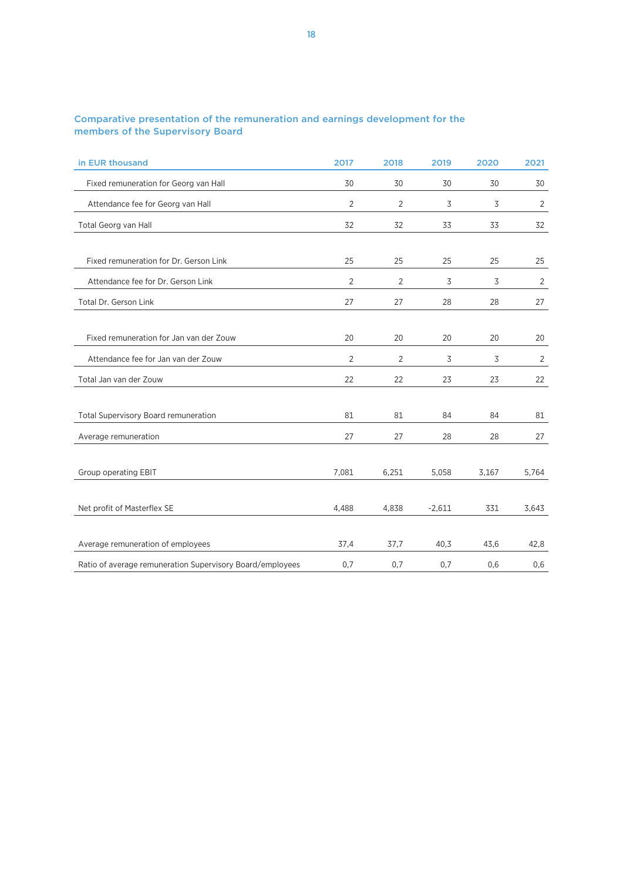### Comparative presentation of the remuneration and earnings development for the members of the Supervisory Board

| in EUR thousand | 2017 | 2018 | 2019 | 2020 | 2021 |
|---|---|---|---|---|---|
| Fixed remuneration for Georg van Hall | 30 | 30 | 30 | 30 | 30 |
| Attendance fee for Georg van Hall | 2 | 2 | 3 | 3 | 2 |
| Total Georg van Hall | 32 | 32 | 33 | 33 | 32 |
| | | | | | |
| Fixed remuneration for Dr. Gerson Link | 25 | 25 | 25 | 25 | 25 |
| Attendance fee for Dr. Gerson Link | 2 | 2 | 3 | 3 | 2 |
| Total Dr. Gerson Link | 27 | 27 | 28 | 28 | 27 |
| | | | | | |
| Fixed remuneration for Jan van der Zouw | 20 | 20 | 20 | 20 | 20 |
| Attendance fee for Jan van der Zouw | 2 | 2 | 3 | 3 | 2 |
| Total Jan van der Zouw | 22 | 22 | 23 | 23 | 22 |
| | | | | | |
| Total Supervisory Board remuneration | 81 | 81 | 84 | 84 | 81 |
| Average remuneration | 27 | 27 | 28 | 28 | 27 |
| | | | | | |
| Group operating EBIT | 7,081 | 6,251 | 5,058 | 3,167 | 5,764 |
| | | | | | |
| Net profit of Masterflex SE | 4,488 | 4,838 | -2,611 | 331 | 3,643 |
| | | | | | |
| Average remuneration of employees | 37,4 | 37,7 | 40,3 | 43,6 | 42,8 |
| Ratio of average remuneration Supervisory Board/employees | 0,7 | 0,7 | 0,7 | 0,6 | 0,6 |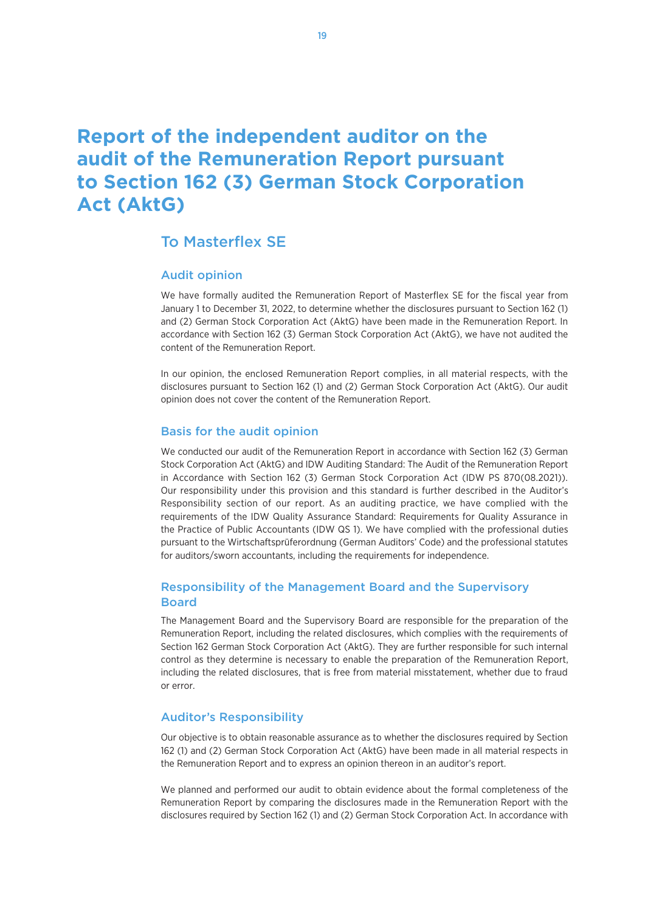# Report of the independent auditor on the audit of the Remuneration Report pursuant to Section 162 (3) German Stock Corporation Act (AktG)

## To Masterflex SE

### Audit opinion

We have formally audited the Remuneration Report of Masterflex SE for the fiscal year from January 1 to December 31, 2022, to determine whether the disclosures pursuant to Section 162 (1) and (2) German Stock Corporation Act (AktG) have been made in the Remuneration Report. In accordance with Section 162 (3) German Stock Corporation Act (AktG), we have not audited the content of the Remuneration Report.

In our opinion, the enclosed Remuneration Report complies, in all material respects, with the disclosures pursuant to Section 162 (1) and (2) German Stock Corporation Act (AktG). Our audit opinion does not cover the content of the Remuneration Report.

### Basis for the audit opinion

We conducted our audit of the Remuneration Report in accordance with Section 162 (3) German Stock Corporation Act (AktG) and IDW Auditing Standard: The Audit of the Remuneration Report in Accordance with Section 162 (3) German Stock Corporation Act (IDW PS 870(08.2021)). Our responsibility under this provision and this standard is further described in the Auditor's Responsibility section of our report. As an auditing practice, we have complied with the requirements of the IDW Quality Assurance Standard: Requirements for Quality Assurance in the Practice of Public Accountants (IDW QS 1). We have complied with the professional duties pursuant to the Wirtschaftsprüferordnung (German Auditors' Code) and the professional statutes for auditors/sworn accountants, including the requirements for independence.

### Responsibility of the Management Board and the Supervisory Board

The Management Board and the Supervisory Board are responsible for the preparation of the Remuneration Report, including the related disclosures, which complies with the requirements of Section 162 German Stock Corporation Act (AktG). They are further responsible for such internal control as they determine is necessary to enable the preparation of the Remuneration Report, including the related disclosures, that is free from material misstatement, whether due to fraud or error.

### Auditor's Responsibility

Our objective is to obtain reasonable assurance as to whether the disclosures required by Section 162 (1) and (2) German Stock Corporation Act (AktG) have been made in all material respects in the Remuneration Report and to express an opinion thereon in an auditor's report.

We planned and performed our audit to obtain evidence about the formal completeness of the Remuneration Report by comparing the disclosures made in the Remuneration Report with the disclosures required by Section 162 (1) and (2) German Stock Corporation Act. In accordance with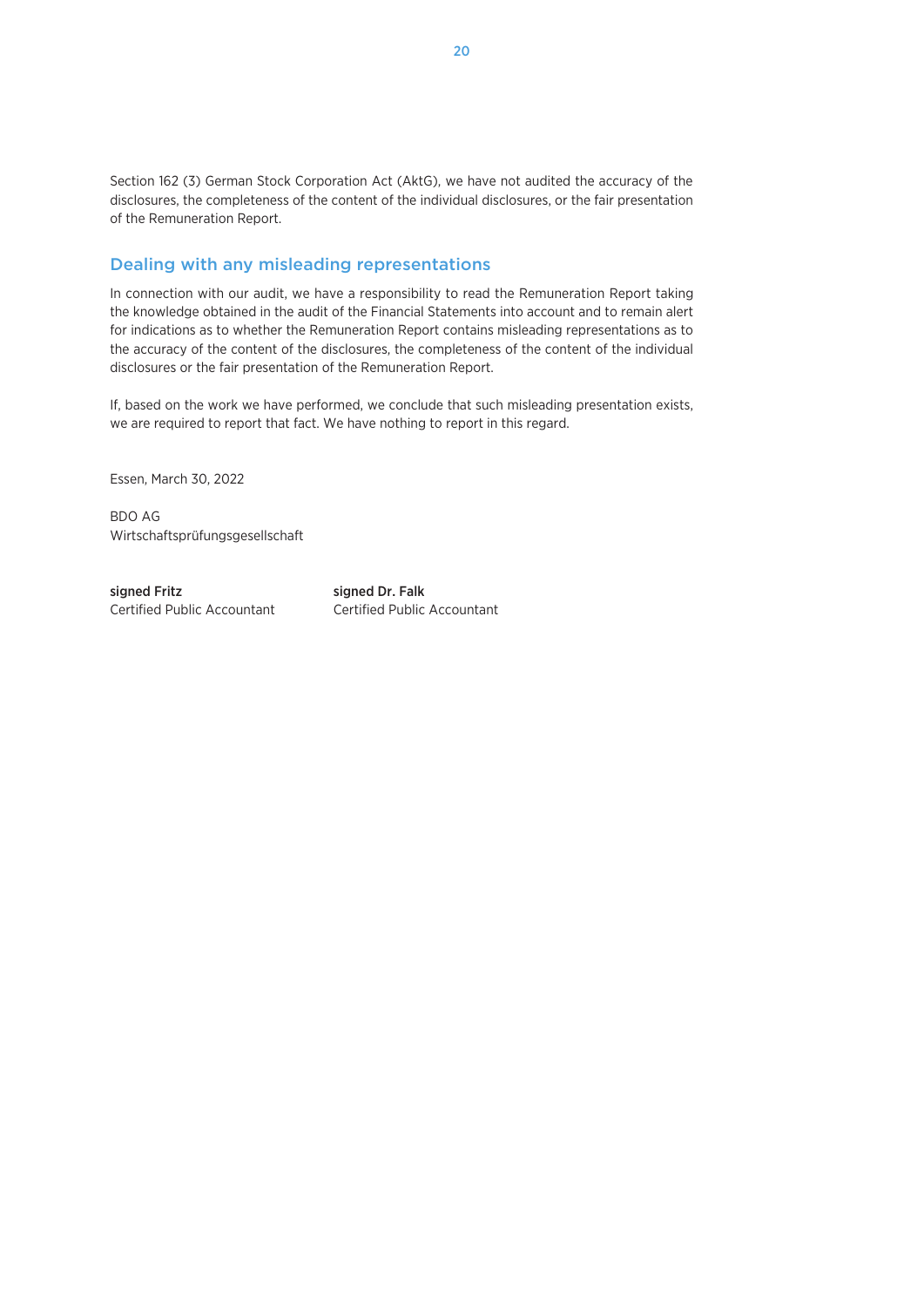Section 162 (3) German Stock Corporation Act (AktG), we have not audited the accuracy of the disclosures, the completeness of the content of the individual disclosures, or the fair presentation of the Remuneration Report.

## Dealing with any misleading representations

In connection with our audit, we have a responsibility to read the Remuneration Report taking the knowledge obtained in the audit of the Financial Statements into account and to remain alert for indications as to whether the Remuneration Report contains misleading representations as to the accuracy of the content of the disclosures, the completeness of the content of the individual disclosures or the fair presentation of the Remuneration Report.

If, based on the work we have performed, we conclude that such misleading presentation exists, we are required to report that fact. We have nothing to report in this regard.

Essen, March 30, 2022

BDO AG
Wirtschaftsprüfungsgesellschaft

**signed Fritz**
Certified Public Accountant

**signed Dr. Falk**
Certified Public Accountant